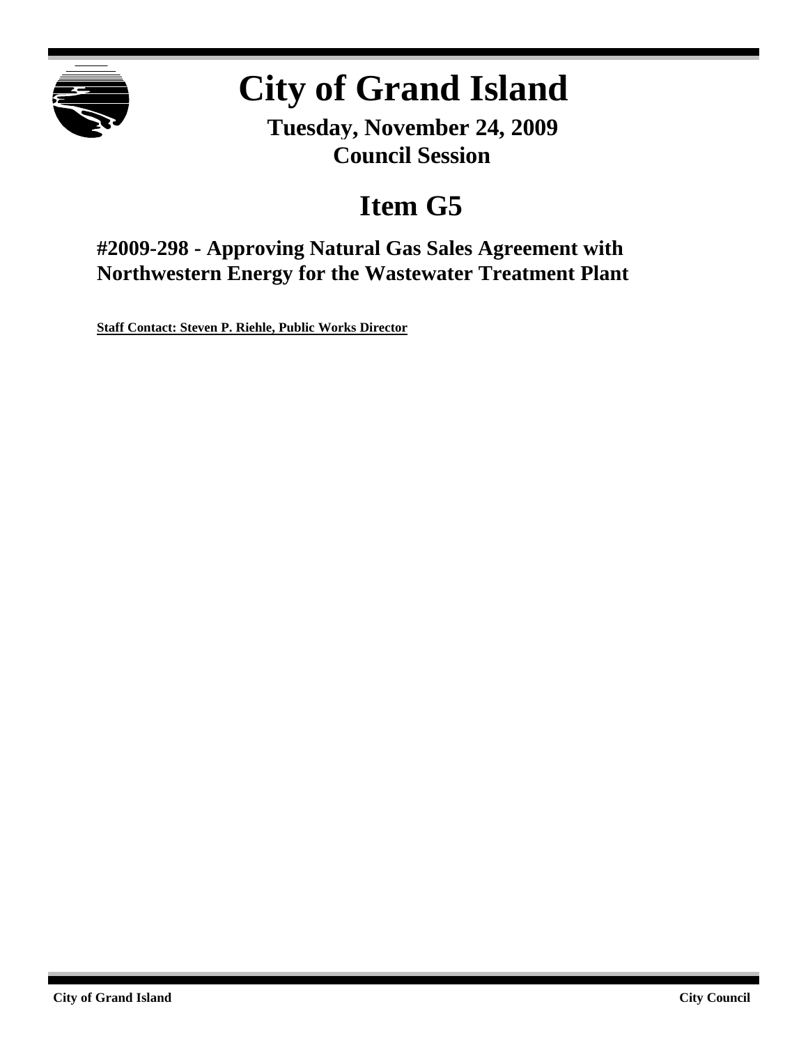# City of Grand Island

**Tuesday, November 24, 2009**
**Council Session**

## Item G5

### #2009-298 - Approving Natural Gas Sales Agreement with Northwestern Energy for the Wastewater Treatment Plant

**Staff Contact: Steven P. Riehle, Public Works Director**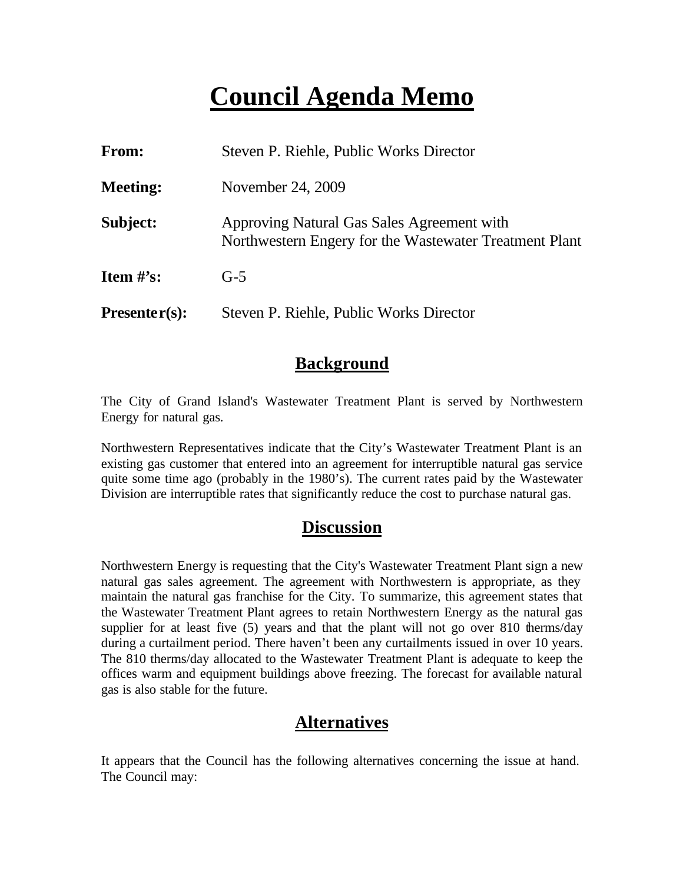# Council Agenda Memo

| | |
|---|---|
| **From:** | Steven P. Riehle, Public Works Director |
| **Meeting:** | November 24, 2009 |
| **Subject:** | Approving Natural Gas Sales Agreement with Northwestern Engery for the Wastewater Treatment Plant |
| **Item #'s:** | G-5 |
| **Presenter(s):** | Steven P. Riehle, Public Works Director |

## Background

The City of Grand Island's Wastewater Treatment Plant is served by Northwestern Energy for natural gas.

Northwestern Representatives indicate that the City's Wastewater Treatment Plant is an existing gas customer that entered into an agreement for interruptible natural gas service quite some time ago (probably in the 1980's). The current rates paid by the Wastewater Division are interruptible rates that significantly reduce the cost to purchase natural gas.

## Discussion

Northwestern Energy is requesting that the City's Wastewater Treatment Plant sign a new natural gas sales agreement. The agreement with Northwestern is appropriate, as they maintain the natural gas franchise for the City. To summarize, this agreement states that the Wastewater Treatment Plant agrees to retain Northwestern Energy as the natural gas supplier for at least five (5) years and that the plant will not go over 810 therms/day during a curtailment period. There haven't been any curtailments issued in over 10 years. The 810 therms/day allocated to the Wastewater Treatment Plant is adequate to keep the offices warm and equipment buildings above freezing. The forecast for available natural gas is also stable for the future.

## Alternatives

It appears that the Council has the following alternatives concerning the issue at hand. The Council may: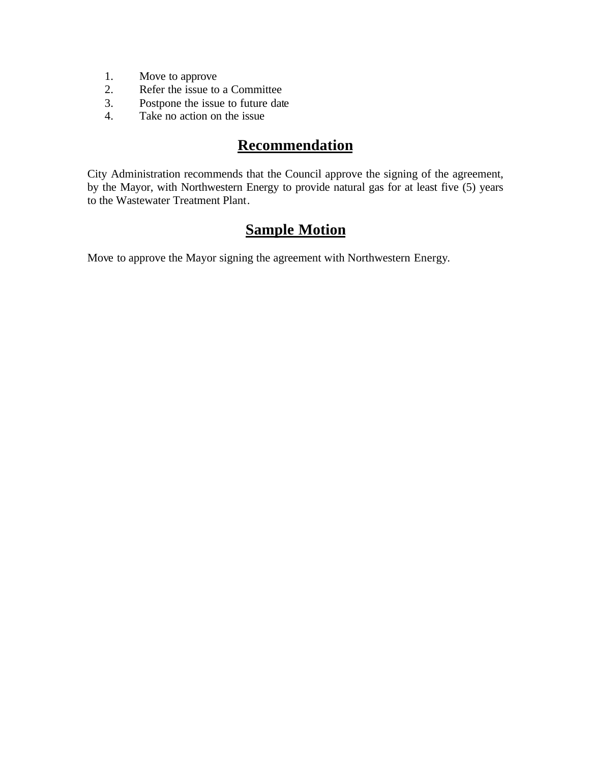1. Move to approve
2. Refer the issue to a Committee
3. Postpone the issue to future date
4. Take no action on the issue

## Recommendation

City Administration recommends that the Council approve the signing of the agreement, by the Mayor, with Northwestern Energy to provide natural gas for at least five (5) years to the Wastewater Treatment Plant.

## Sample Motion

Move to approve the Mayor signing the agreement with Northwestern Energy.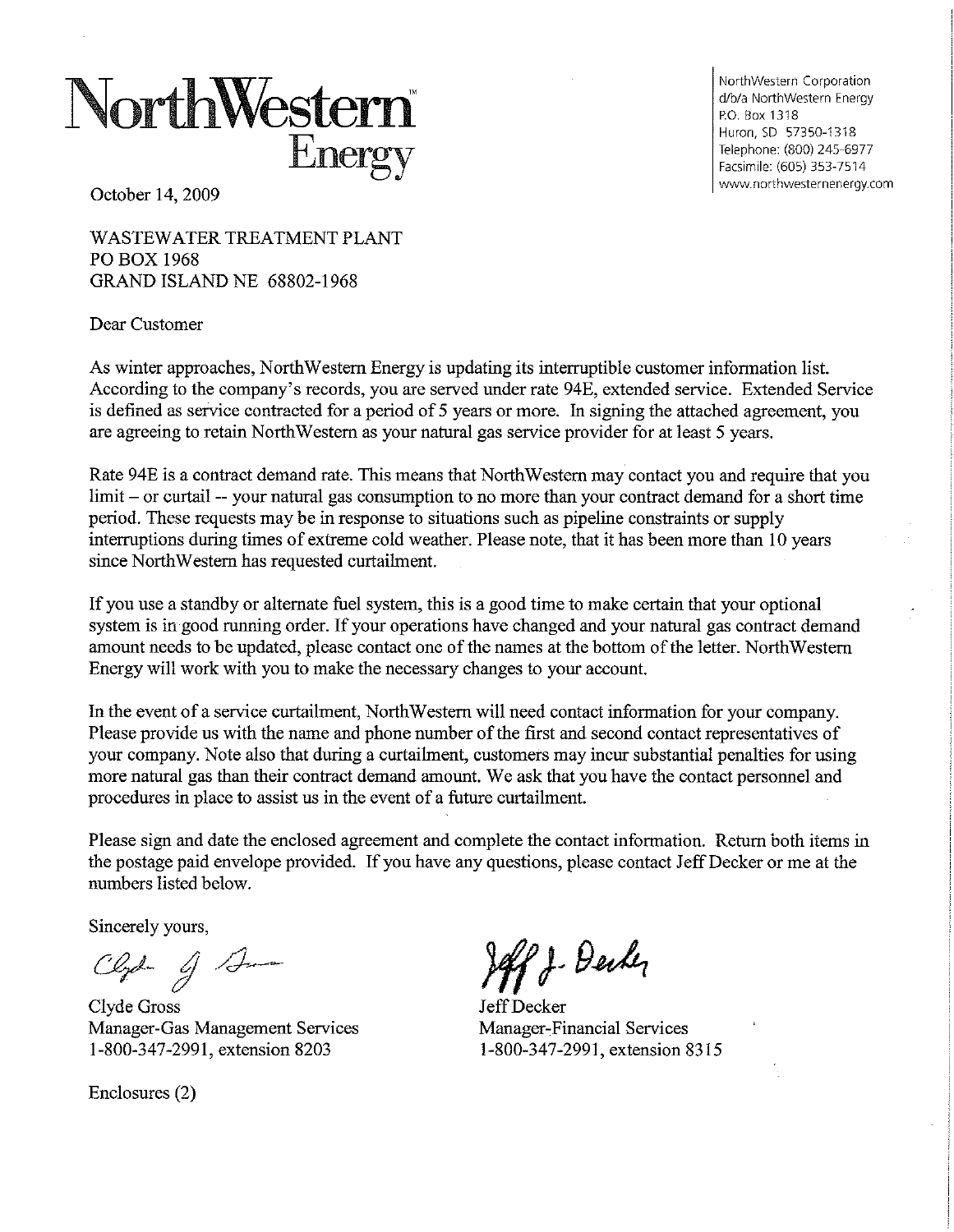# NorthWestern Energy

NorthWestern Corporation
d/b/a NorthWestern Energy
P.O. Box 1318
Huron, SD 57350-1318
Telephone: (800) 245-6977
Facsimile: (605) 353-7514
www.northwesternenergy.com

October 14, 2009

WASTEWATER TREATMENT PLANT
PO BOX 1968
GRAND ISLAND NE 68802-1968

Dear Customer

As winter approaches, NorthWestern Energy is updating its interruptible customer information list. According to the company's records, you are served under rate 94E, extended service. Extended Service is defined as service contracted for a period of 5 years or more. In signing the attached agreement, you are agreeing to retain NorthWestern as your natural gas service provider for at least 5 years.

Rate 94E is a contract demand rate. This means that NorthWestern may contact you and require that you limit – or curtail -- your natural gas consumption to no more than your contract demand for a short time period. These requests may be in response to situations such as pipeline constraints or supply interruptions during times of extreme cold weather. Please note, that it has been more than 10 years since NorthWestern has requested curtailment.

If you use a standby or alternate fuel system, this is a good time to make certain that your optional system is in good running order. If your operations have changed and your natural gas contract demand amount needs to be updated, please contact one of the names at the bottom of the letter. NorthWestern Energy will work with you to make the necessary changes to your account.

In the event of a service curtailment, NorthWestern will need contact information for your company. Please provide us with the name and phone number of the first and second contact representatives of your company. Note also that during a curtailment, customers may incur substantial penalties for using more natural gas than their contract demand amount. We ask that you have the contact personnel and procedures in place to assist us in the event of a future curtailment.

Please sign and date the enclosed agreement and complete the contact information. Return both items in the postage paid envelope provided. If you have any questions, please contact Jeff Decker or me at the numbers listed below.

Sincerely yours,

Clyde Gross
Manager-Gas Management Services
1-800-347-2991, extension 8203

Jeff Decker
Manager-Financial Services
1-800-347-2991, extension 8315

Enclosures (2)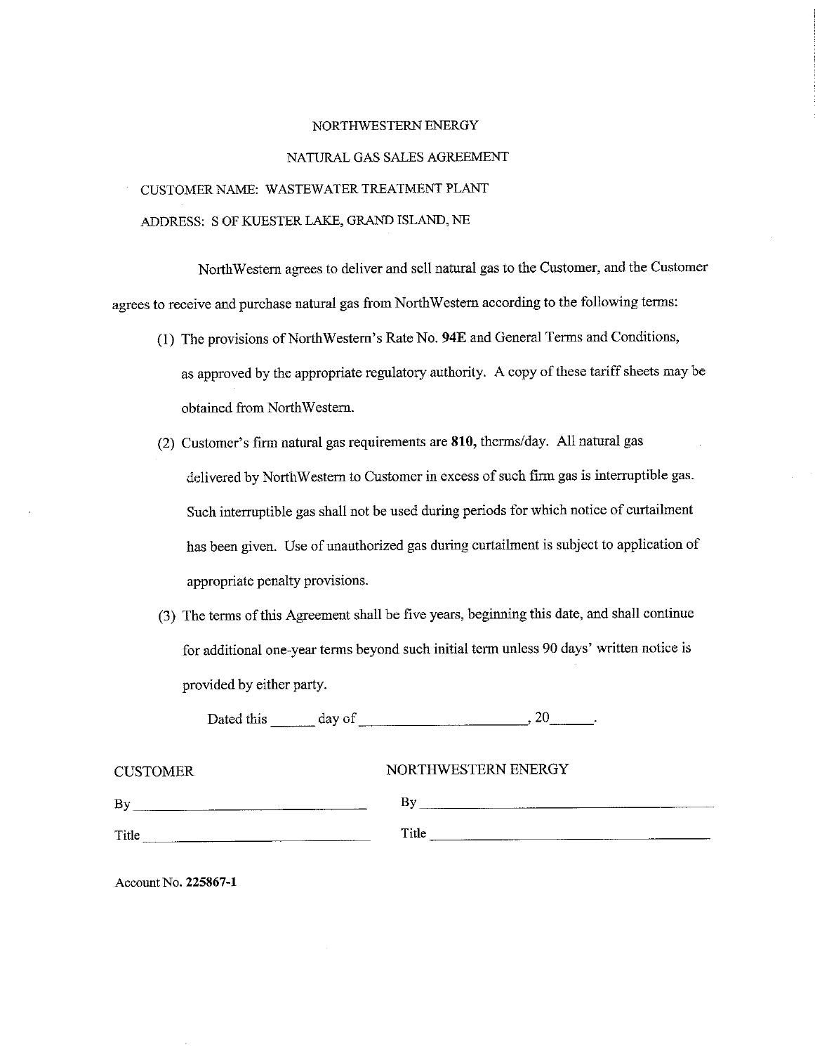NORTHWESTERN ENERGY

NATURAL GAS SALES AGREEMENT

CUSTOMER NAME: WASTEWATER TREATMENT PLANT

ADDRESS: S OF KUESTER LAKE, GRAND ISLAND, NE

NorthWestern agrees to deliver and sell natural gas to the Customer, and the Customer agrees to receive and purchase natural gas from NorthWestern according to the following terms:

(1) The provisions of NorthWestern's Rate No. **94E** and General Terms and Conditions, as approved by the appropriate regulatory authority. A copy of these tariff sheets may be obtained from NorthWestern.

(2) Customer's firm natural gas requirements are **810,** therms/day. All natural gas delivered by NorthWestern to Customer in excess of such firm gas is interruptible gas. Such interruptible gas shall not be used during periods for which notice of curtailment has been given. Use of unauthorized gas during curtailment is subject to application of appropriate penalty provisions.

(3) The terms of this Agreement shall be five years, beginning this date, and shall continue for additional one-year terms beyond such initial term unless 90 days' written notice is provided by either party.

Dated this ______ day of ______________________, 20______.

| CUSTOMER | NORTHWESTERN ENERGY |
|---|---|
| By ______________________ | By ______________________ |
| Title ______________________ | Title ______________________ |

Account No. **225867-1**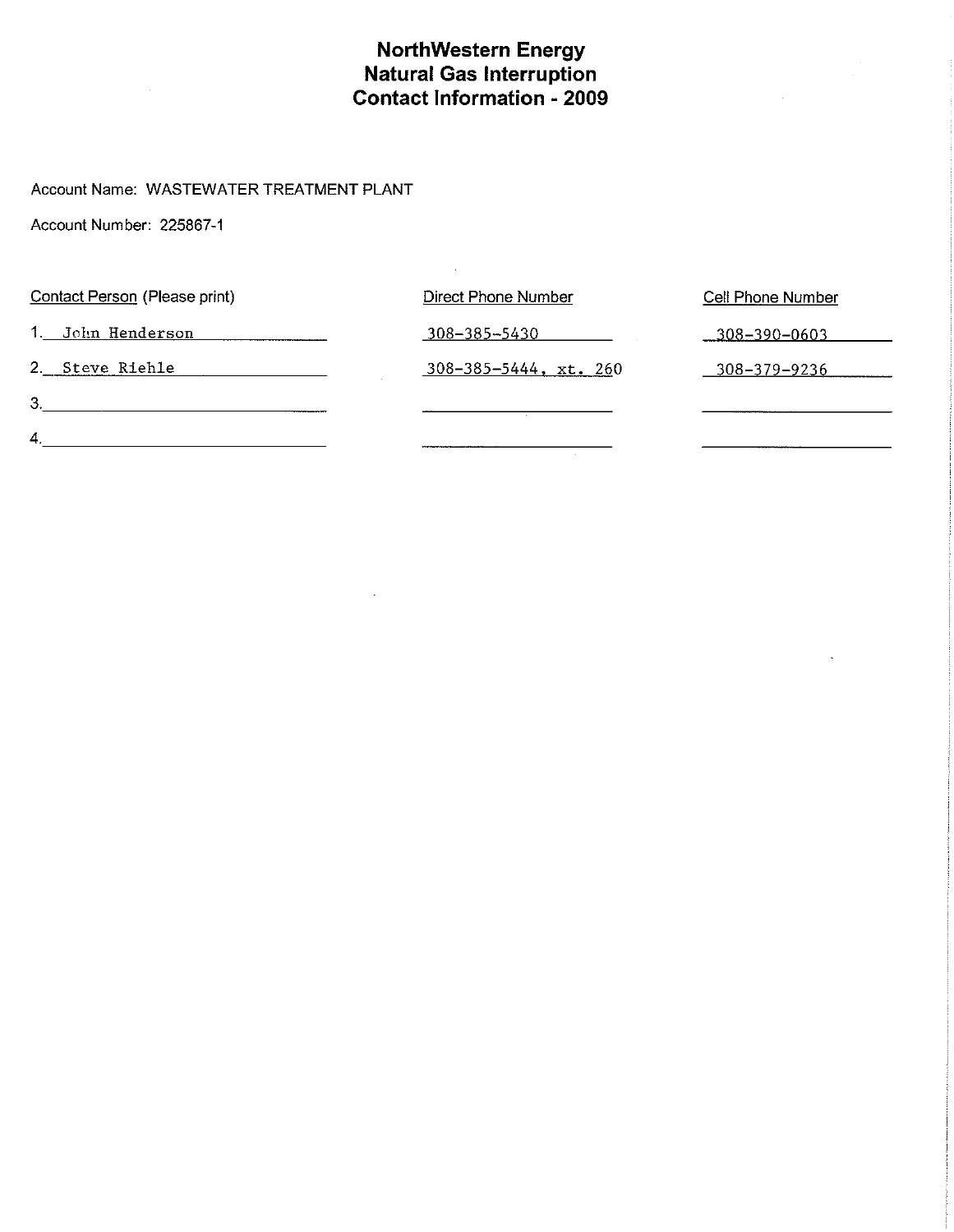# NorthWestern Energy
# Natural Gas Interruption
# Contact Information - 2009

Account Name: WASTEWATER TREATMENT PLANT

Account Number: 225867-1

| Contact Person (Please print) | Direct Phone Number | Cell Phone Number |
|---|---|---|
| 1. John Henderson | 308-385-5430 | 308-390-0603 |
| 2. Steve Riehle | 308-385-5444, xt. 260 | 308-379-9236 |
| 3. | | |
| 4. | | |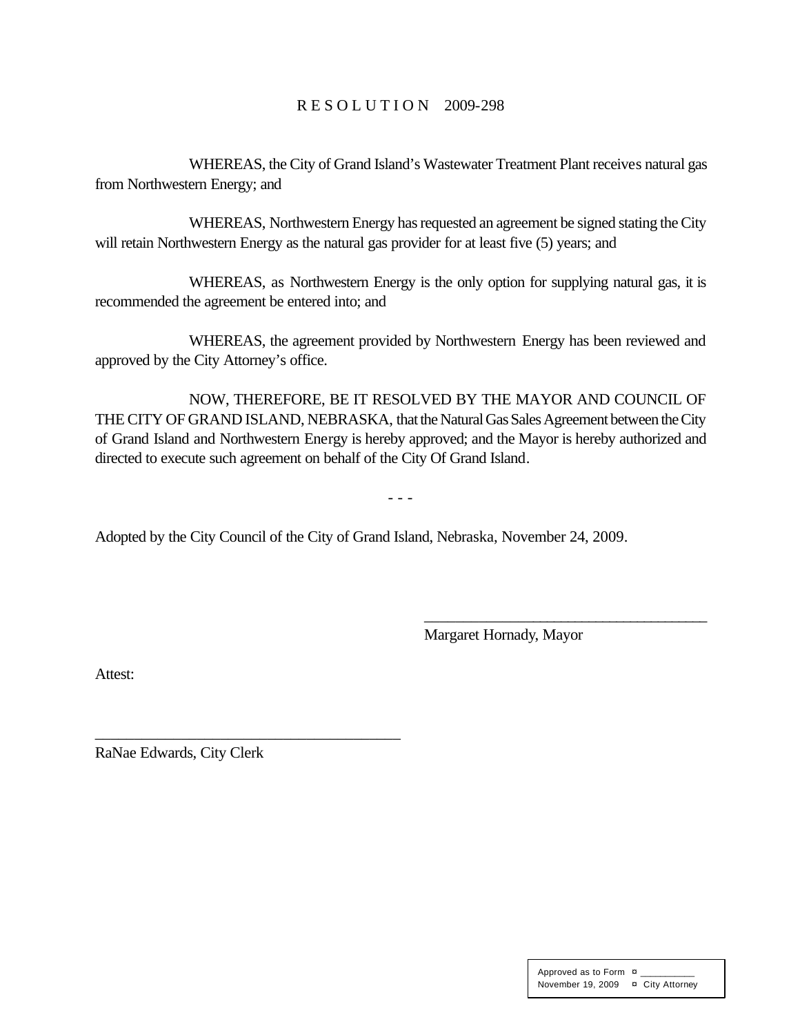# R E S O L U T I O N 2009-298

WHEREAS, the City of Grand Island's Wastewater Treatment Plant receives natural gas from Northwestern Energy; and

WHEREAS, Northwestern Energy has requested an agreement be signed stating the City will retain Northwestern Energy as the natural gas provider for at least five (5) years; and

WHEREAS, as Northwestern Energy is the only option for supplying natural gas, it is recommended the agreement be entered into; and

WHEREAS, the agreement provided by Northwestern Energy has been reviewed and approved by the City Attorney's office.

NOW, THEREFORE, BE IT RESOLVED BY THE MAYOR AND COUNCIL OF THE CITY OF GRAND ISLAND, NEBRASKA, that the Natural Gas Sales Agreement between the City of Grand Island and Northwestern Energy is hereby approved; and the Mayor is hereby authorized and directed to execute such agreement on behalf of the City Of Grand Island.

- - -

Adopted by the City Council of the City of Grand Island, Nebraska, November 24, 2009.

_______________________________________
Margaret Hornady, Mayor

Attest:

_______________________________________
RaNae Edwards, City Clerk

Approved as to Form ¤ ___________
November 19, 2009 ¤ City Attorney